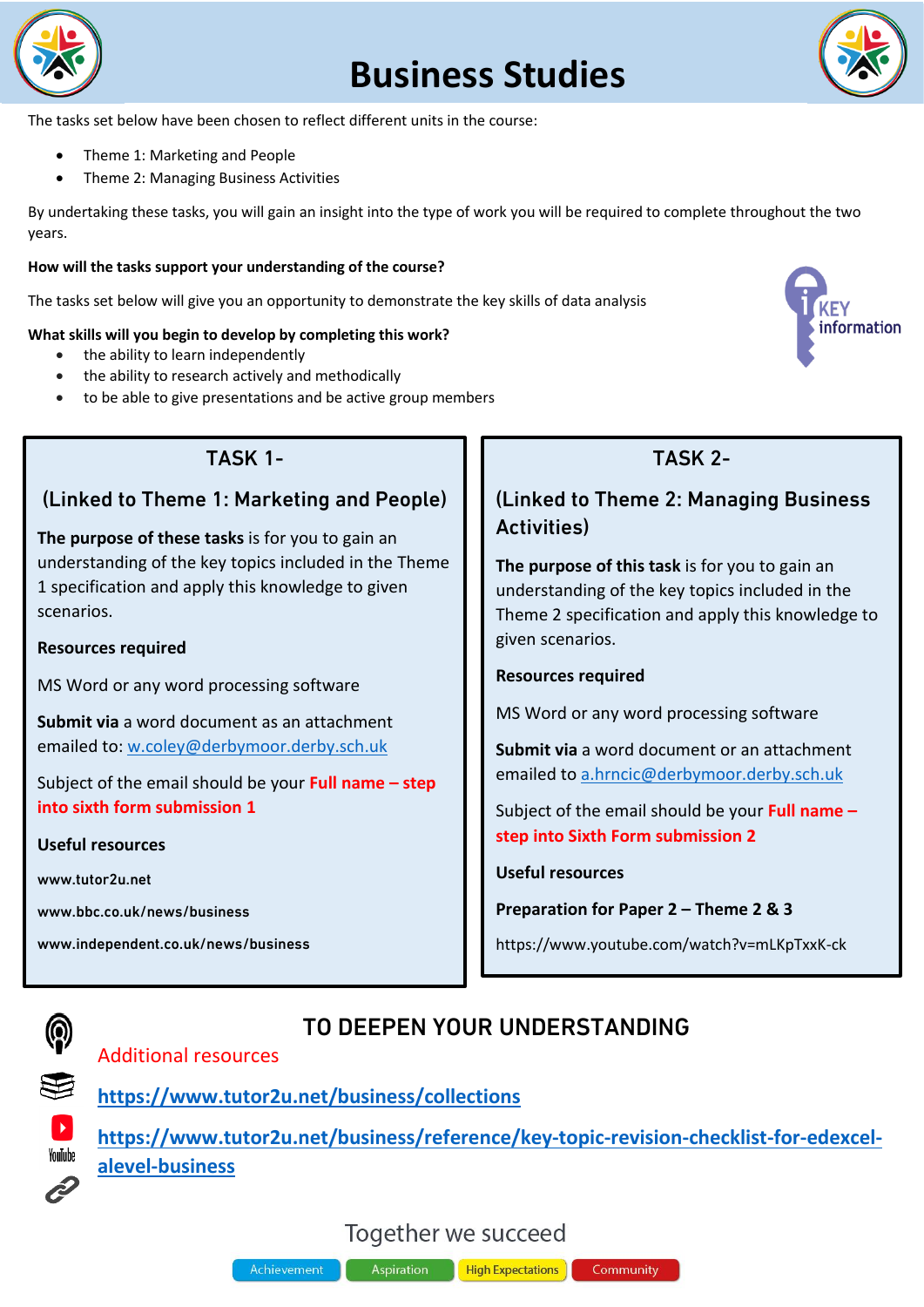# Business Studies

The tasks set below have been chosen to reflect different units in the course:

- Theme 1: Marketing and People
- Theme 2: Managing Business Activities

By undertaking these tasks, you will gain an insight into the type of work you will be required to complete throughout the two years.

**How will the tasks support your understanding of the course?**

The tasks set below will give you an opportunity to demonstrate the key skills of data analysis

KEY information

**What skills will you begin to develop by completing this work?**

- the ability to learn independently
- the ability to research actively and methodically
- to be able to give presentations and be active group members

## TASK 1-

### (Linked to Theme 1: Marketing and People)

**The purpose of these tasks** is for you to gain an understanding of the key topics included in the Theme 1 specification and apply this knowledge to given scenarios.

**Resources required**

MS Word or any word processing software

**Submit via** a word document as an attachment emailed to: w.coley@derbymoor.derby.sch.uk

Subject of the email should be your **Full name – step into sixth form submission 1**

**Useful resources**

www.tutor2u.net

www.bbc.co.uk/news/business

www.independent.co.uk/news/business

## TASK 2-

### (Linked to Theme 2: Managing Business Activities)

**The purpose of this task** is for you to gain an understanding of the key topics included in the Theme 2 specification and apply this knowledge to given scenarios.

**Resources required**

MS Word or any word processing software

**Submit via** a word document or an attachment emailed to a.hrncic@derbymoor.derby.sch.uk

Subject of the email should your **Full name – step into Sixth Form submission 2**

**Useful resources**

**Preparation for Paper 2 – Theme 2 & 3**

https://www.youtube.com/watch?v=mLKpTxxK-ck

## TO DEEPEN YOUR UNDERSTANDING

Additional resources

https://www.tutor2u.net/business/collections

https://www.tutor2u.net/business/reference/key-topic-revision-checklist-for-edexcel-alevel-business

Together we succeed

Achievement | Aspiration | High Expectations | Community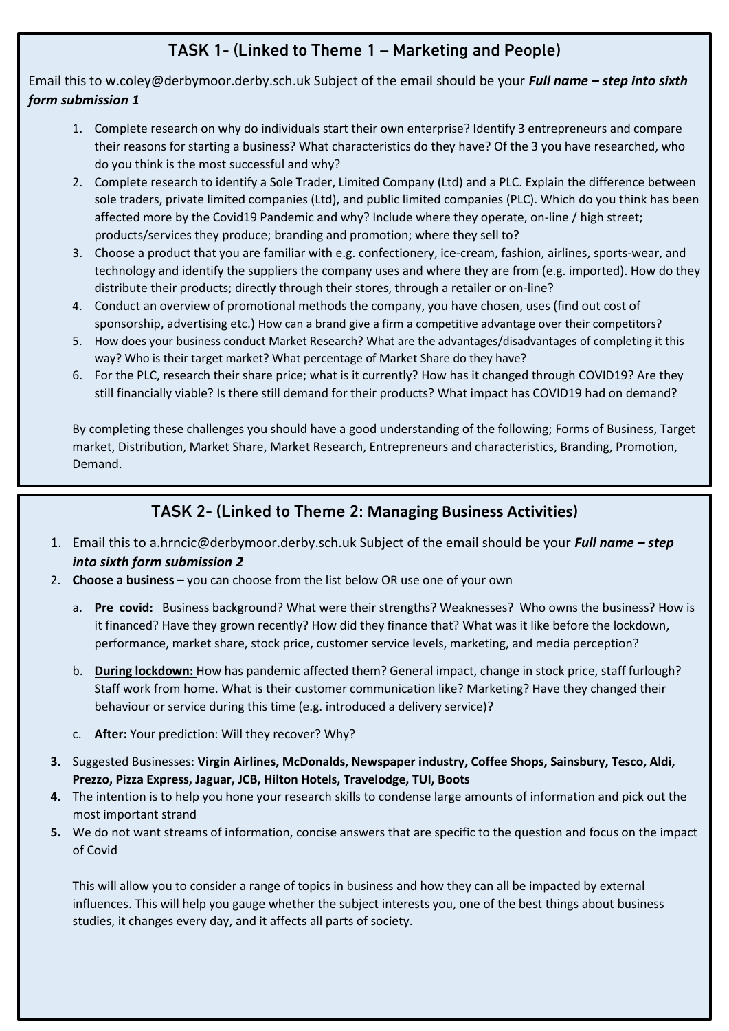## TASK 1- (Linked to Theme 1 – Marketing and People)

Email this to w.coley@derbymoor.derby.sch.uk Subject of the email should be your ***Full name – step into sixth form submission 1***

1. Complete research on why do individuals start their own enterprise? Identify 3 entrepreneurs and compare their reasons for starting a business? What characteristics do they have? Of the 3 you have researched, who do you think is the most successful and why?
2. Complete research to identify a Sole Trader, Limited Company (Ltd) and a PLC. Explain the difference between sole traders, private limited companies (Ltd), and public limited companies (PLC). Which do you think has been affected more by the Covid19 Pandemic and why? Include where they operate, on-line / high street; products/services they produce; branding and promotion; where they sell to?
3. Choose a product that you are familiar with e.g. confectionery, ice-cream, fashion, airlines, sports-wear, and technology and identify the suppliers the company uses and where they are from (e.g. imported). How do they distribute their products; directly through their stores, through a retailer or on-line?
4. Conduct an overview of promotional methods the company, you have chosen, uses (find out cost of sponsorship, advertising etc.) How can a brand give a firm a competitive advantage over their competitors?
5. How does your business conduct Market Research? What are the advantages/disadvantages of completing it this way? Who is their target market? What percentage of Market Share do they have?
6. For the PLC, research their share price; what is it currently? How has it changed through COVID19? Are they still financially viable? Is there still demand for their products? What impact has COVID19 had on demand?

By completing these challenges you should have a good understanding of the following; Forms of Business, Target market, Distribution, Market Share, Market Research, Entrepreneurs and characteristics, Branding, Promotion, Demand.

## TASK 2- (Linked to Theme 2: Managing Business Activities)

1. Email this to a.hrncic@derbymoor.derby.sch.uk Subject of the email should be your ***Full name – step into sixth form submission 2***
2. **Choose a business** – you can choose from the list below OR use one of your own
   a. **Pre covid:** Business background? What were their strengths? Weaknesses? Who owns the business? How is it financed? Have they grown recently? How did they finance that? What was it like before the lockdown, performance, market share, stock price, customer service levels, marketing, and media perception?
   b. **During lockdown:** How has pandemic affected them? General impact, change in stock price, staff furlough? Staff work from home. What is their customer communication like? Marketing? Have they changed their behaviour or service during this time (e.g. introduced a delivery service)?
   c. **After:** Your prediction: Will they recover? Why?
3. Suggested Businesses: **Virgin Airlines, McDonalds, Newspaper industry, Coffee Shops, Sainsbury, Tesco, Aldi, Prezzo, Pizza Express, Jaguar, JCB, Hilton Hotels, Travelodge, TUI, Boots**
4. The intention is to help you hone your research skills to condense large amounts of information and pick out the most important strand
5. We do not want streams of information, concise answers that are specific to the question and focus on the impact of Covid

This will allow you to consider a range of topics in business and how they can all be impacted by external influences. This will help you gauge whether the subject interests you, one of the best things about business studies, it changes every day, and it affects all parts of society.